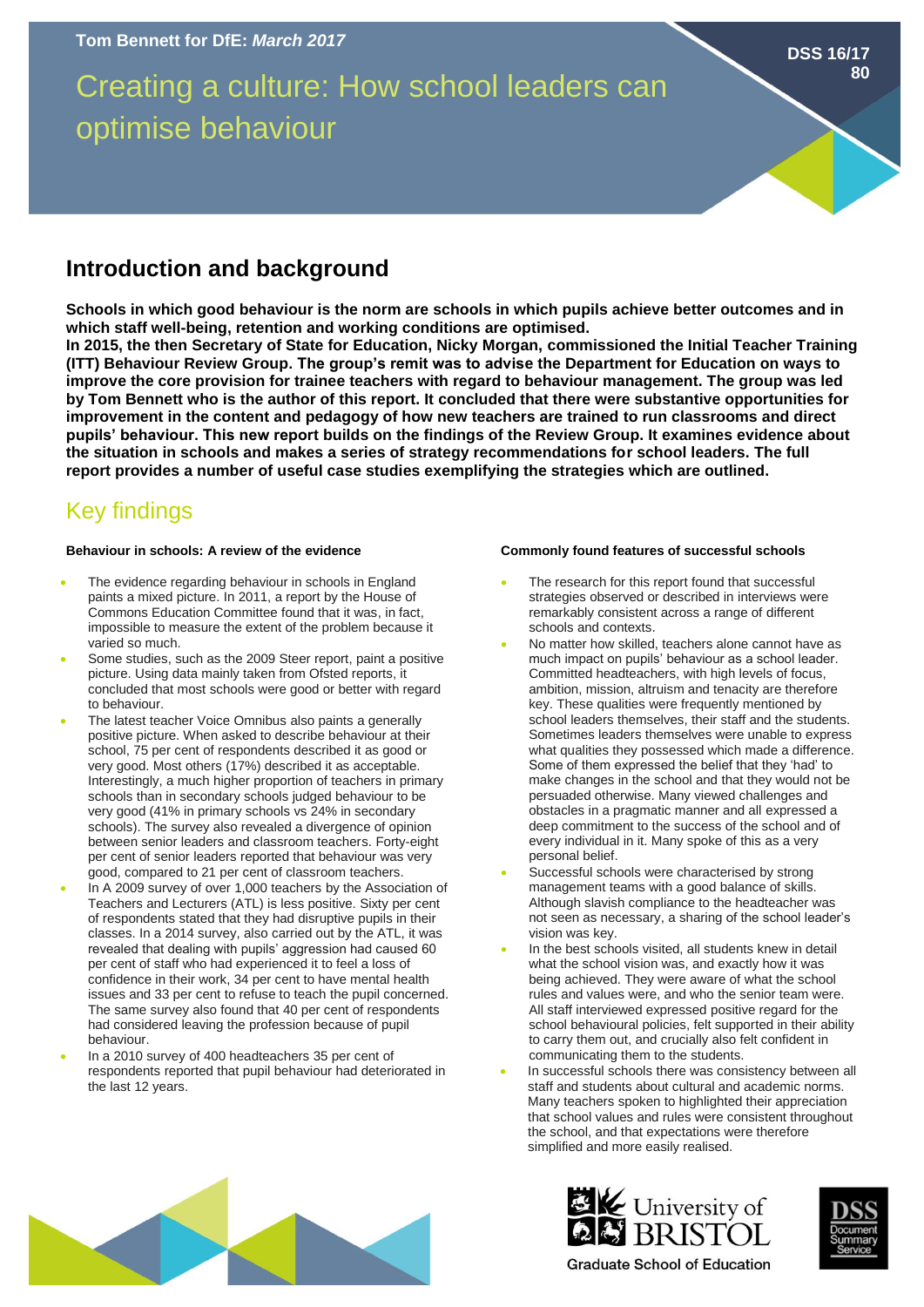**Tom Bennett for DfE:** *March 2017*

**DSS 16/17 80**

# Creating a culture: How school leaders can optimise behaviour

## Introduction and background

**Schools in which good behaviour is the norm are schools in which pupils achieve better outcomes and in which staff well-being, retention and working conditions are optimised.**
**In 2015, the then Secretary of State for Education, Nicky Morgan, commissioned the Initial Teacher Training (ITT) Behaviour Review Group. The group's remit was to advise the Department for Education on ways to improve the core provision for trainee teachers with regard to behaviour management. The group was led by Tom Bennett who is the author of this report. It concluded that there were substantive opportunities for improvement in the content and pedagogy of how new teachers are trained to run classrooms and direct pupils' behaviour. This new report builds on the findings of the Review Group. It examines evidence about the situation in schools and makes a series of strategy recommendations for school leaders. The full report provides a number of useful case studies exemplifying the strategies which are outlined.**

## Key findings

### Behaviour in schools: A review of the evidence

- The evidence regarding behaviour in schools in England paints a mixed picture. In 2011, a report by the House of Commons Education Committee found that it was, in fact, impossible to measure the extent of the problem because it varied so much.
- Some studies, such as the 2009 Steer report, paint a positive picture. Using data mainly taken from Ofsted reports, it concluded that most schools were good or better with regard to behaviour.
- The latest teacher Voice Omnibus also paints a generally positive picture. When asked to describe behaviour at their school, 75 per cent of respondents described it as good or very good. Most others (17%) described it as acceptable. Interestingly, a much higher proportion of teachers in primary schools than in secondary schools judged behaviour to be very good (41% in primary schools vs 24% in secondary schools). The survey also revealed a divergence of opinion between senior leaders and classroom teachers. Forty-eight per cent of senior leaders reported that behaviour was very good, compared to 21 per cent of classroom teachers.
- In A 2009 survey of over 1,000 teachers by the Association of Teachers and Lecturers (ATL) is less positive. Sixty per cent of respondents stated that they had disruptive pupils in their classes. In a 2014 survey, also carried out by the ATL, it was revealed that dealing with pupils' aggression had caused 60 per cent of staff who had experienced it to feel a loss of confidence in their work, 34 per cent to have mental health issues and 33 per cent to refuse to teach the pupil concerned. The same survey also found that 40 per cent of respondents had considered leaving the profession because of pupil behaviour.
- In a 2010 survey of 400 headteachers 35 per cent of respondents reported that pupil behaviour had deteriorated in the last 12 years.

### Commonly found features of successful schools

- The research for this report found that successful strategies observed or described in interviews were remarkably consistent across a range of different schools and contexts.
- No matter how skilled, teachers alone cannot have as much impact on pupils' behaviour as a school leader. Committed headteachers, with high levels of focus, ambition, mission, altruism and tenacity are therefore key. These qualities were frequently mentioned by school leaders themselves, their staff and the students. Sometimes leaders themselves were unable to express what qualities they possessed which made a difference. Some of them expressed the belief that they 'had' to make changes in the school and that they would not be persuaded otherwise. Many viewed challenges and obstacles in a pragmatic manner and all expressed a deep commitment to the success of the school and of every individual in it. Many spoke of this as a very personal belief.
- Successful schools were characterised by strong management teams with a good balance of skills. Although slavish compliance to the headteacher was not seen as necessary, a sharing of the school leader's vision was key.
- In the best schools visited, all students knew in detail what the school vision was, and exactly how it was being achieved. They were aware of what the school rules and values were, and who the senior team were. All staff interviewed expressed positive regard for the school behavioural policies, felt supported in their ability to carry them out, and crucially also felt confident in communicating them to the students.
- In successful schools there was consistency between all staff and students about cultural and academic norms. Many teachers spoken to highlighted their appreciation that school values and rules were consistent throughout the school, and that expectations were therefore simplified and more easily realised.

University of Bristol Graduate School of Education

DSS Document Summary Service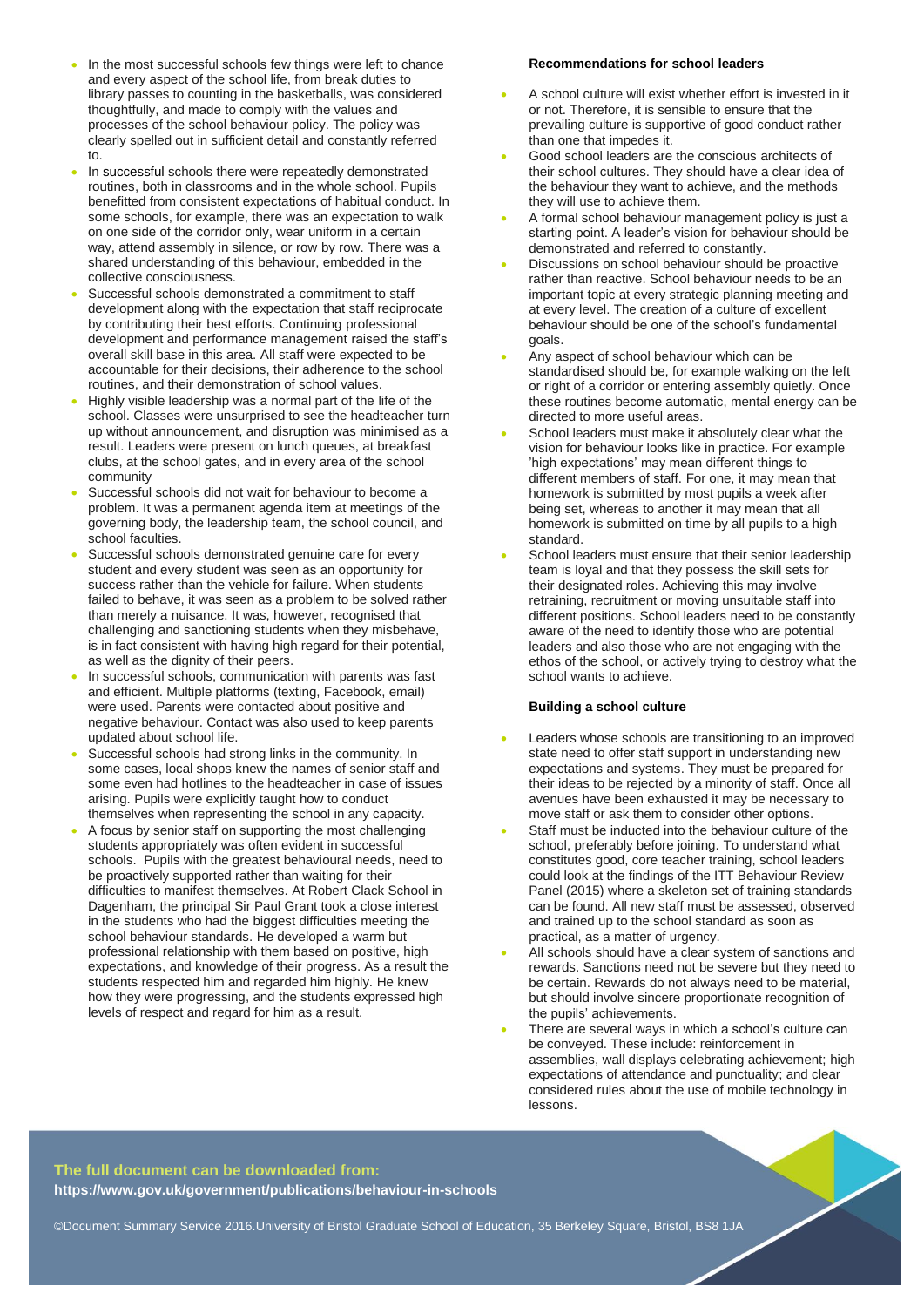- In the most successful schools few things were left to chance and every aspect of the school life, from break duties to library passes to counting in the basketballs, was considered thoughtfully, and made to comply with the values and processes of the school behaviour policy. The policy was clearly spelled out in sufficient detail and constantly referred to.
- In successful schools there were repeatedly demonstrated routines, both in classrooms and in the whole school. Pupils benefitted from consistent expectations of habitual conduct. In some schools, for example, there was an expectation to walk on one side of the corridor only, wear uniform in a certain way, attend assembly in silence, or row by row. There was a shared understanding of this behaviour, embedded in the collective consciousness.
- Successful schools demonstrated a commitment to staff development along with the expectation that staff reciprocate by contributing their best efforts. Continuing professional development and performance management raised the staff's overall skill base in this area. All staff were expected to be accountable for their decisions, their adherence to the school routines, and their demonstration of school values.
- Highly visible leadership was a normal part of the life of the school. Classes were unsurprised to see the headteacher turn up without announcement, and disruption was minimised as a result. Leaders were present on lunch queues, at breakfast clubs, at the school gates, and in every area of the school community
- Successful schools did not wait for behaviour to become a problem. It was a permanent agenda item at meetings of the governing body, the leadership team, the school council, and school faculties.
- Successful schools demonstrated genuine care for every student and every student was seen as an opportunity for success rather than the vehicle for failure. When students failed to behave, it was seen as a problem to be solved rather than merely a nuisance. It was, however, recognised that challenging and sanctioning students when they misbehave, is in fact consistent with having high regard for their potential, as well as the dignity of their peers.
- In successful schools, communication with parents was fast and efficient. Multiple platforms (texting, Facebook, email) were used. Parents were contacted about positive and negative behaviour. Contact was also used to keep parents updated about school life.
- Successful schools had strong links in the community. In some cases, local shops knew the names of senior staff and some even had hotlines to the headteacher in case of issues arising. Pupils were explicitly taught how to conduct themselves when representing the school in any capacity.
- A focus by senior staff on supporting the most challenging students appropriately was often evident in successful schools. Pupils with the greatest behavioural needs, need to be proactively supported rather than waiting for their difficulties to manifest themselves. At Robert Clack School in Dagenham, the principal Sir Paul Grant took a close interest in the students who had the biggest difficulties meeting the school behaviour standards. He developed a warm but professional relationship with them based on positive, high expectations, and knowledge of their progress. As a result the students respected him and regarded him highly. He knew how they were progressing, and the students expressed high levels of respect and regard for him as a result.

**Recommendations for school leaders**

- A school culture will exist whether effort is invested in it or not. Therefore, it is sensible to ensure that the prevailing culture is supportive of good conduct rather than one that impedes it.
- Good school leaders are the conscious architects of their school cultures. They should have a clear idea of the behaviour they want to achieve, and the methods they will use to achieve them.
- A formal school behaviour management policy is just a starting point. A leader's vision for behaviour should be demonstrated and referred to constantly.
- Discussions on school behaviour should be proactive rather than reactive. School behaviour needs to be an important topic at every strategic planning meeting and at every level. The creation of a culture of excellent behaviour should be one of the school's fundamental goals.
- Any aspect of school behaviour which can be standardised should be, for example walking on the left or right of a corridor or entering assembly quietly. Once these routines become automatic, mental energy can be directed to more useful areas.
- School leaders must make it absolutely clear what the vision for behaviour looks like in practice. For example 'high expectations' may mean different things to different members of staff. For one, it may mean that homework is submitted by most pupils a week after being set, whereas to another it may mean that all homework is submitted on time by all pupils to a high standard.
- School leaders must ensure that their senior leadership team is loyal and that they possess the skill sets for their designated roles. Achieving this may involve retraining, recruitment or moving unsuitable staff into different positions. School leaders need to be constantly aware of the need to identify those who are potential leaders and also those who are not engaging with the ethos of the school, or actively trying to destroy what the school wants to achieve.

**Building a school culture**

- Leaders whose schools are transitioning to an improved state need to offer staff support in understanding new expectations and systems. They must be prepared for their ideas to be rejected by a minority of staff. Once all avenues have been exhausted it may be necessary to move staff or ask them to consider other options.
- Staff must be inducted into the behaviour culture of the school, preferably before joining. To understand what constitutes good, core teacher training, school leaders could look at the findings of the ITT Behaviour Review Panel (2015) where a skeleton set of training standards can be found. All new staff must be assessed, observed and trained up to the school standard as soon as practical, as a matter of urgency.
- All schools should have a clear system of sanctions and rewards. Sanctions need not be severe but they need to be certain. Rewards do not always need to be material, but should involve sincere proportionate recognition of the pupils' achievements.
- There are several ways in which a school's culture can be conveyed. These include: reinforcement in assemblies, wall displays celebrating achievement; high expectations of attendance and punctuality; and clear considered rules about the use of mobile technology in lessons.

**The full document can be downloaded from:**
**https://www.gov.uk/government/publications/behaviour-in-schools**

©Document Summary Service 2016.University of Bristol Graduate School of Education, 35 Berkeley Square, Bristol, BS8 1JA